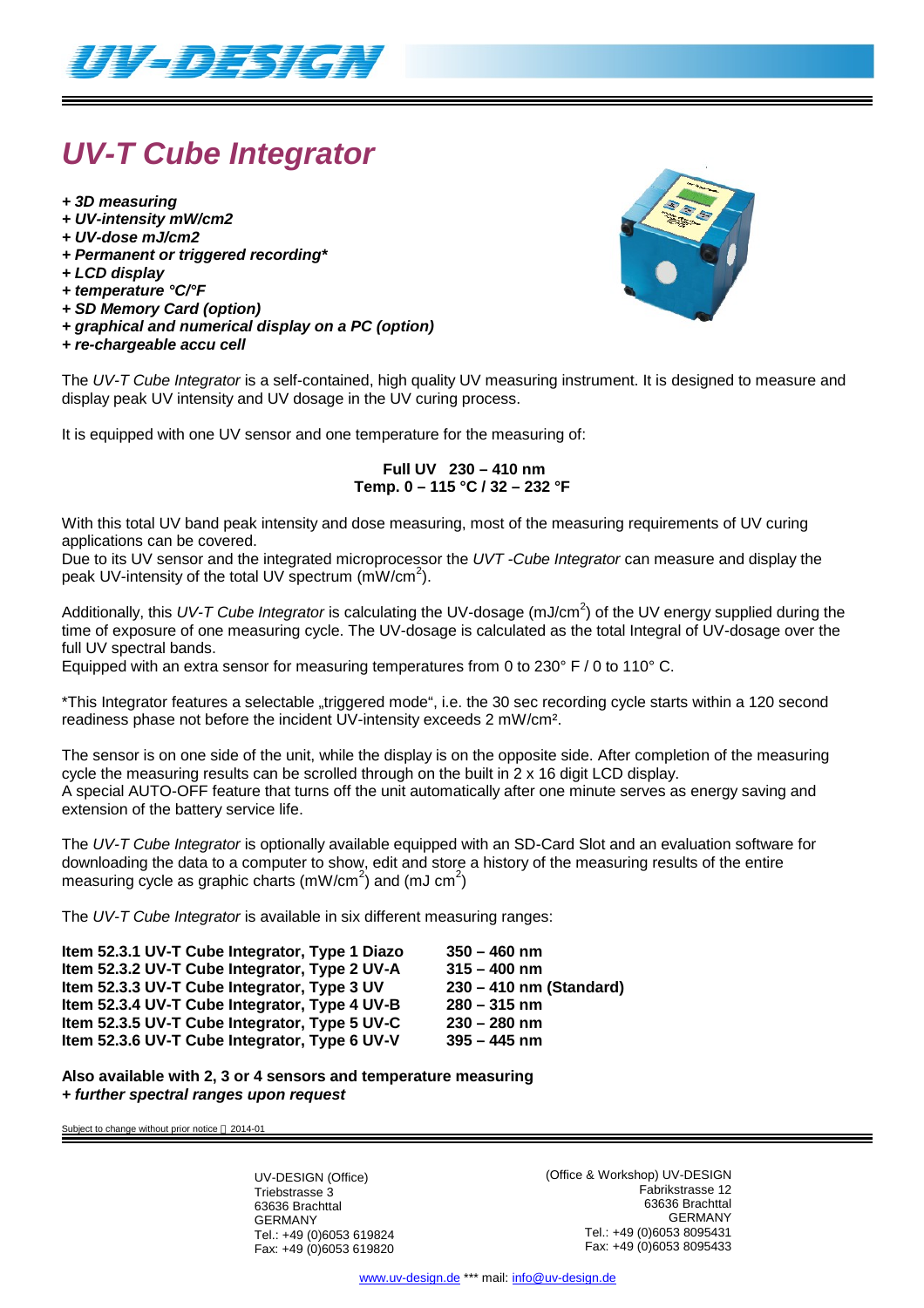# UV-T Cube Integrator

- *+ 3D measuring*
- *+ UV-intensity mW/cm2*
- *+ UV-dose mJ/cm2*
- *+ Permanent or triggered recording**
- *+ LCD display*
- *+ temperature °C/°F*
- *+ SD Memory Card (option)*
- *+ graphical and numerical display on a PC (option)*
- *+ re-chargeable accu cell*

The *UV-T Cube Integrator* is a self-contained, high quality UV measuring instrument. It is designed to measure and display peak UV intensity and UV dosage in the UV curing process.

It is equipped with one UV sensor and one temperature for the measuring of:

**Full UV 230 – 410 nm**
**Temp. 0 – 115 °C / 32 – 232 °F**

With this total UV band peak intensity and dose measuring, most of the measuring requirements of UV curing applications can be covered.
Due to its UV sensor and the integrated microprocessor the *UVT -Cube Integrator* can measure and display the peak UV-intensity of the total UV spectrum (mW/cm$^2$).

Additionally, this *UV-T Cube Integrator* is calculating the UV-dosage (mJ/cm$^2$) of the UV energy supplied during the time of exposure of one measuring cycle. The UV-dosage is calculated as the total Integral of UV-dosage over the full UV spectral bands.
Equipped with an extra sensor for measuring temperatures from 0 to 230° F / 0 to 110° C.

*This Integrator features a selectable „triggered mode", i.e. the 30 sec recording cycle starts within a 120 second readiness phase not before the incident UV-intensity exceeds 2 mW/cm².

The sensor is on one side of the unit, while the display is on the opposite side. After completion of the measuring cycle the measuring results can be scrolled through on the built in 2 x 16 digit LCD display.
A special AUTO-OFF feature that turns off the unit automatically after one minute serves as energy saving and extension of the battery service life.

The *UV-T Cube Integrator* is optionally available equipped with an SD-Card Slot and an evaluation software for downloading the data to a computer to show, edit and store a history of the measuring results of the entire measuring cycle as graphic charts (mW/cm$^2$) and (mJ cm$^2$)

The *UV-T Cube Integrator* is available in six different measuring ranges:

| | |
|---|---|
| **Item 52.3.1 UV-T Cube Integrator, Type 1 Diazo** | **350 – 460 nm** |
| **Item 52.3.2 UV-T Cube Integrator, Type 2 UV-A** | **315 – 400 nm** |
| **Item 52.3.3 UV-T Cube Integrator, Type 3 UV** | **230 – 410 nm (Standard)** |
| **Item 52.3.4 UV-T Cube Integrator, Type 4 UV-B** | **280 – 315 nm** |
| **Item 52.3.5 UV-T Cube Integrator, Type 5 UV-C** | **230 – 280 nm** |
| **Item 52.3.6 UV-T Cube Integrator, Type 6 UV-V** | **395 – 445 nm** |

**Also available with 2, 3 or 4 sensors and temperature measuring**
***+ further spectral ranges upon request***

Subject to change without prior notice 2014-01

UV-DESIGN (Office)
Triebstrasse 3
63636 Brachttal
GERMANY
Tel.: +49 (0)6053 619824
Fax: +49 (0)6053 619820

(Office & Workshop) UV-DESIGN
Fabrikstrasse 12
63636 Brachttal
GERMANY
Tel.: +49 (0)6053 8095431
Fax: +49 (0)6053 8095433

www.uv-design.de *** mail: info@uv-design.de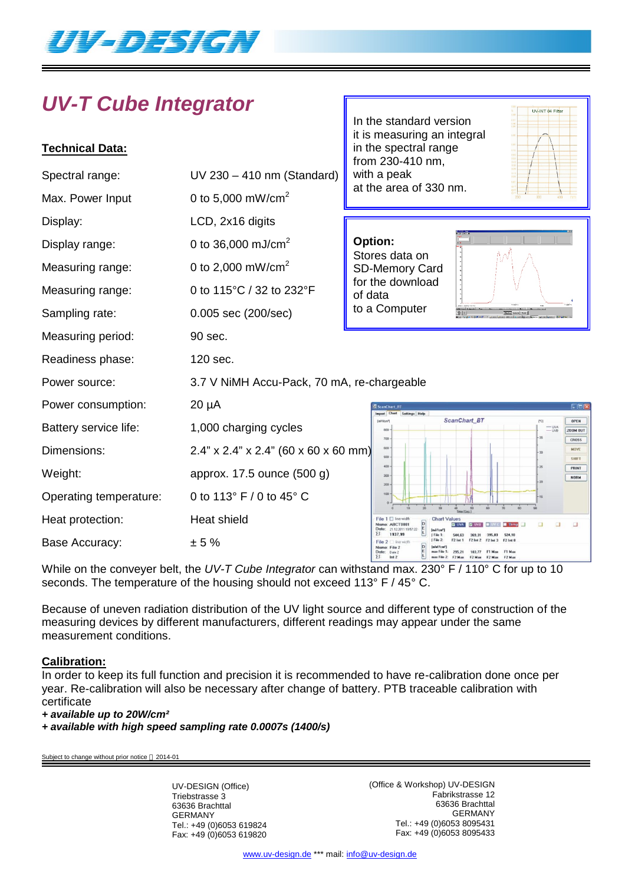# UV-T Cube Integrator

## Technical Data:

| | |
|---|---|
| Spectral range: | UV 230 – 410 nm (Standard) |
| Max. Power Input | 0 to 5,000 mW/cm$^2$ |
| Display: | LCD, 2x16 digits |
| Display range: | 0 to 36,000 mJ/cm$^2$ |
| Measuring range: | 0 to 2,000 mW/cm$^2$ |
| Measuring range: | 0 to 115°C / 32 to 232°F |
| Sampling rate: | 0.005 sec (200/sec) |
| Measuring period: | 90 sec. |
| Readiness phase: | 120 sec. |
| Power source: | 3.7 V NiMH Accu-Pack, 70 mA, re-chargeable |
| Power consumption: | 20 µA |
| Battery service life: | 1,000 charging cycles |
| Dimensions: | 2.4" x 2.4" x 2.4" (60 x 60 x 60 mm) |
| Weight: | approx. 17.5 ounce (500 g) |
| Operating temperature: | 0 to 113° F / 0 to 45° C |
| Heat protection: | Heat shield |
| Base Accuracy: | ± 5 % |

In the standard version it is measuring an integral in the spectral range from 230-410 nm, with a peak at the area of 330 nm.

UV-INT 04 Filter

**Option:**
Stores data on SD-Memory Card for the download of data to a Computer

ScanChart_BT

While on the conveyer belt, the *UV-T Cube Integrator* can withstand max. 230° F / 110° C for up to 10 seconds. The temperature of the housing should not exceed 113° F / 45° C.

Because of uneven radiation distribution of the UV light source and different type of construction of the measuring devices by different manufacturers, different readings may appear under the same measurement conditions.

**Calibration:**
In order to keep its full function and precision it is recommended to have re-calibration done once per year. Re-calibration will also be necessary after change of battery. PTB traceable calibration with certificate

***+ available up to 20W/cm²***
***+ available with high speed sampling rate 0.0007s (1400/s)***

Subject to change without prior notice 2014-01

UV-DESIGN (Office)
Triebstrasse 3
63636 Brachttal
GERMANY
Tel.: +49 (0)6053 619824
Fax: +49 (0)6053 619820

(Office & Workshop) UV-DESIGN
Fabrikstrasse 12
63636 Brachttal
GERMANY
Tel.: +49 (0)6053 8095431
Fax: +49 (0)6053 8095433

www.uv-design.de *** mail: info@uv-design.de